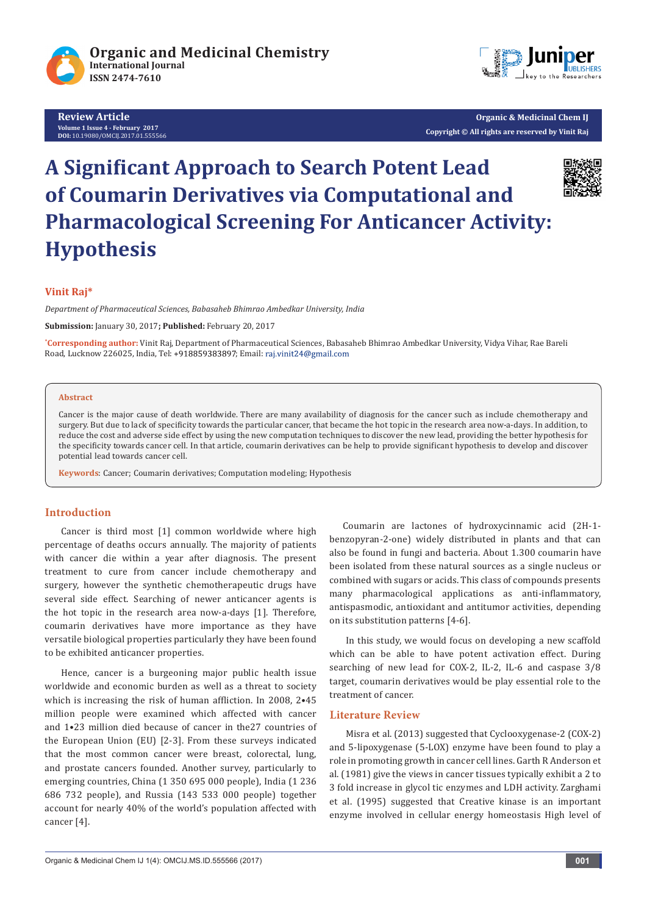# A Significant Approach to Search Potent Lead of Coumarin Derivatives via Computational and Pharmacological Screening For Anticancer Activity: Hypothesis

**Vinit Raj***

*Department of Pharmaceutical Sciences, Babasaheb Bhimrao Ambedkar University, India*

**Submission:** January 30, 2017**; Published:** February 20, 2017

*Corresponding author: Vinit Raj, Department of Pharmaceutical Sciences, Babasaheb Bhimrao Ambedkar University, Vidya Vihar, Rae Bareli Road, Lucknow 226025, India, Tel: +918859383897; Email: raj.vinit24@gmail.com

## Abstract

Cancer is the major cause of death worldwide. There are many availability of diagnosis for the cancer such as include chemotherapy and surgery. But due to lack of specificity towards the particular cancer, that became the hot topic in the research area now-a-days. In addition, to reduce the cost and adverse side effect by using the new computation techniques to discover the new lead, providing the better hypothesis for the specificity towards cancer cell. In that article, coumarin derivatives can be help to provide significant hypothesis to develop and discover potential lead towards cancer cell.

**Keywords:** Cancer; Coumarin derivatives; Computation modeling; Hypothesis

## Introduction

Cancer is third most [1] common worldwide where high percentage of deaths occurs annually. The majority of patients with cancer die within a year after diagnosis. The present treatment to cure from cancer include chemotherapy and surgery, however the synthetic chemotherapeutic drugs have several side effect. Searching of newer anticancer agents is the hot topic in the research area now-a-days [1]. Therefore, coumarin derivatives have more importance as they have versatile biological properties particularly they have been found to be exhibited anticancer properties.

Hence, cancer is a burgeoning major public health issue worldwide and economic burden as well as a threat to society which is increasing the risk of human affliction. In 2008, 2•45 million people were examined which affected with cancer and 1•23 million died because of cancer in the27 countries of the European Union (EU) [2-3]. From these surveys indicated that the most common cancer were breast, colorectal, lung, and prostate cancers founded. Another survey, particularly to emerging countries, China (1 350 695 000 people), India (1 236 686 732 people), and Russia (143 533 000 people) together account for nearly 40% of the world's population affected with cancer [4].

Coumarin are lactones of hydroxycinnamic acid (2H-1-benzopyran-2-one) widely distributed in plants and that can also be found in fungi and bacteria. About 1.300 coumarin have been isolated from these natural sources as a single nucleus or combined with sugars or acids. This class of compounds presents many pharmacological applications as anti-inflammatory, antispasmodic, antioxidant and antitumor activities, depending on its substitution patterns [4-6].

In this study, we would focus on developing a new scaffold which can be able to have potent activation effect. During searching of new lead for COX-2, IL-2, IL-6 and caspase 3/8 target, coumarin derivatives would be play essential role to the treatment of cancer.

## Literature Review

Misra et al. (2013) suggested that Cyclooxygenase-2 (COX-2) and 5-lipoxygenase (5-LOX) enzyme have been found to play a role in promoting growth in cancer cell lines. Garth R Anderson et al. (1981) give the views in cancer tissues typically exhibit a 2 to 3 fold increase in glycol tic enzymes and LDH activity. Zarghami et al. (1995) suggested that Creative kinase is an important enzyme involved in cellular energy homeostasis High level of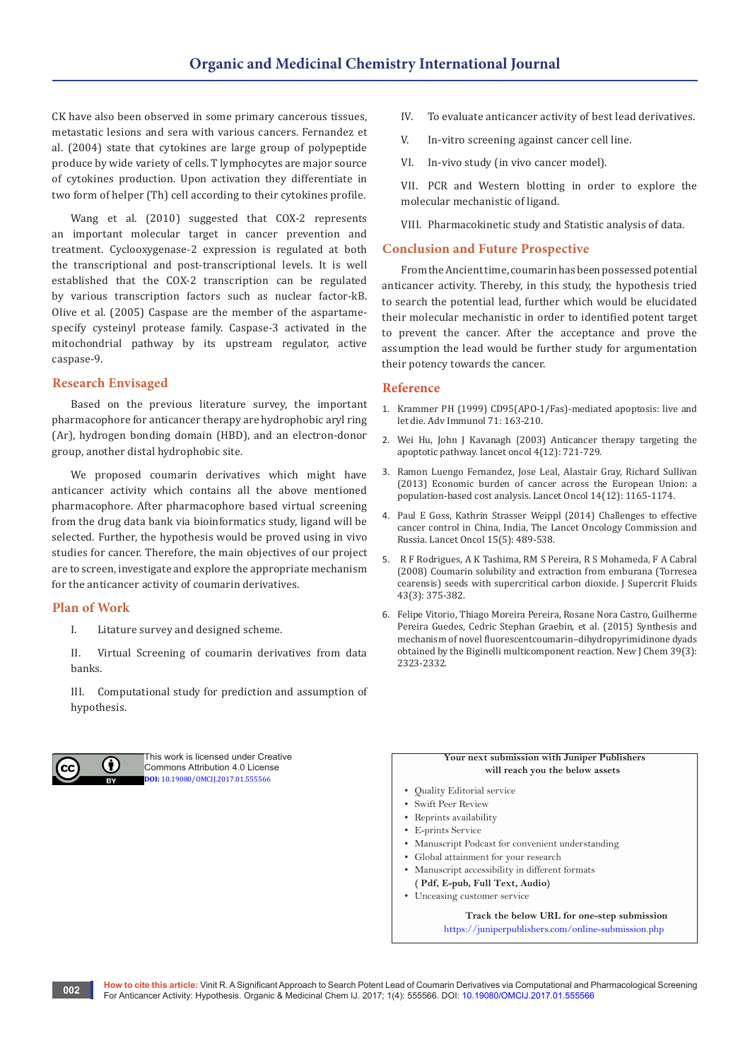CK have also been observed in some primary cancerous tissues, metastatic lesions and sera with various cancers. Fernandez et al. (2004) state that cytokines are large group of polypeptide produce by wide variety of cells. T lymphocytes are major source of cytokines production. Upon activation they differentiate in two form of helper (Th) cell according to their cytokines profile.

Wang et al. (2010) suggested that COX-2 represents an important molecular target in cancer prevention and treatment. Cyclooxygenase-2 expression is regulated at both the transcriptional and post-transcriptional levels. It is well established that the COX-2 transcription can be regulated by various transcription factors such as nuclear factor-kB. Olive et al. (2005) Caspase are the member of the aspartame-specify cysteinyl protease family. Caspase-3 activated in the mitochondrial pathway by its upstream regulator, active caspase-9.

## Research Envisaged

Based on the previous literature survey, the important pharmacophore for anticancer therapy are hydrophobic aryl ring (Ar), hydrogen bonding domain (HBD), and an electron-donor group, another distal hydrophobic site.

We proposed coumarin derivatives which might have anticancer activity which contains all the above mentioned pharmacophore. After pharmacophore based virtual screening from the drug data bank via bioinformatics study, ligand will be selected. Further, the hypothesis would be proved using in vivo studies for cancer. Therefore, the main objectives of our project are to screen, investigate and explore the appropriate mechanism for the anticancer activity of coumarin derivatives.

## Plan of Work

I. Litature survey and designed scheme.

II. Virtual Screening of coumarin derivatives from data banks.

III. Computational study for prediction and assumption of hypothesis.

IV. To evaluate anticancer activity of best lead derivatives.

V. In-vitro screening against cancer cell line.

VI. In-vivo study (in vivo cancer model).

VII. PCR and Western blotting in order to explore the molecular mechanistic of ligand.

VIII. Pharmacokinetic study and Statistic analysis of data.

## Conclusion and Future Prospective

From the Ancient time, coumarin has been possessed potential anticancer activity. Thereby, in this study, the hypothesis tried to search the potential lead, further which would be elucidated their molecular mechanistic in order to identified potent target to prevent the cancer. After the acceptance and prove the assumption the lead would be further study for argumentation their potency towards the cancer.

## Reference

1. Krammer PH (1999) CD95(APO-1/Fas)-mediated apoptosis: live and let die. Adv Immunol 71: 163-210.
2. Wei Hu, John J Kavanagh (2003) Anticancer therapy targeting the apoptotic pathway. lancet oncol 4(12): 721-729.
3. Ramon Luengo Fernandez, Jose Leal, Alastair Gray, Richard Sullivan (2013) Economic burden of cancer across the European Union: a population-based cost analysis. Lancet Oncol 14(12): 1165-1174.
4. Paul E Goss, Kathrin Strasser Weippl (2014) Challenges to effective cancer control in China, India, The Lancet Oncology Commission and Russia. Lancet Oncol 15(5): 489-538.
5. R F Rodrigues, A K Tashima, RM S Pereira, R S Mohameda, F A Cabral (2008) Coumarin solubility and extraction from emburana (Torresea cearensis) seeds with supercritical carbon dioxide. J Supercrit Fluids 43(3): 375-382.
6. Felipe Vitorio, Thiago Moreira Pereira, Rosane Nora Castro, Guilherme Pereira Guedes, Cedric Stephan Graebin, et al. (2015) Synthesis and mechanism of novel fluorescentcoumarin–dihydropyrimidinone dyads obtained by the Biginelli multicomponent reaction. New J Chem 39(3): 2323-2332.

This work is licensed under Creative Commons Attribution 4.0 License
DOI: 10.19080/OMCIJ.2017.01.555566

**Your next submission with Juniper Publishers will reach you the below assets**

- Quality Editorial service
- Swift Peer Review
- Reprints availability
- E-prints Service
- Manuscript Podcast for convenient understanding
- Global attainment for your research
- Manuscript accessibility in different formats (**Pdf, E-pub, Full Text, Audio**)
- Unceasing customer service

**Track the below URL for one-step submission**
https://juniperpublishers.com/online-submission.php

**How to cite this article:** Vinit R. A Significant Approach to Search Potent Lead of Coumarin Derivatives via Computational and Pharmacological Screening For Anticancer Activity: Hypothesis. Organic & Medicinal Chem IJ. 2017; 1(4): 555566. DOI: 10.19080/OMCIJ.2017.01.555566